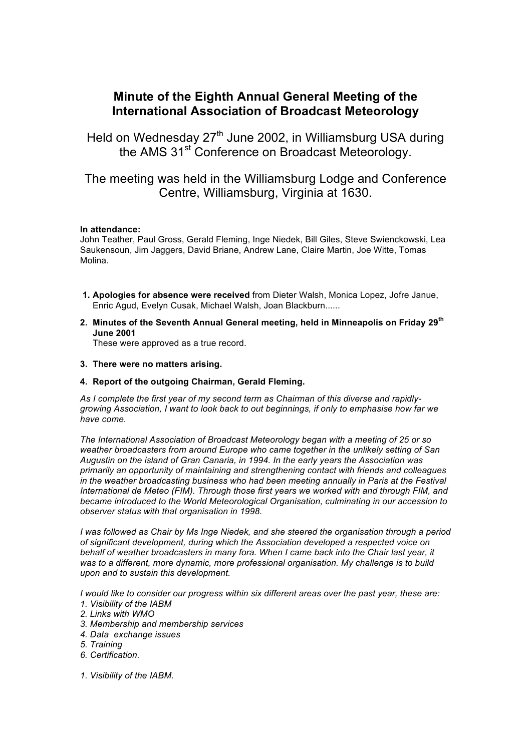# Minute of the Eighth Annual General Meeting of the International Association of Broadcast Meteorology

Held on Wednesday 27th June 2002, in Williamsburg USA during the AMS 31st Conference on Broadcast Meteorology.

The meeting was held in the Williamsburg Lodge and Conference Centre, Williamsburg, Virginia at 1630.

**In attendance:**
John Teather, Paul Gross, Gerald Fleming, Inge Niedek, Bill Giles, Steve Swienckowski, Lea Saukensoun, Jim Jaggers, David Briane, Andrew Lane, Claire Martin, Joe Witte, Tomas Molina.

1. **Apologies for absence were received** from Dieter Walsh, Monica Lopez, Jofre Janue, Enric Agud, Evelyn Cusak, Michael Walsh, Joan Blackburn......
2. **Minutes of the Seventh Annual General meeting, held in Minneapolis on Friday 29th June 2001**
   These were approved as a true record.
3. **There were no matters arising.**
4. **Report of the outgoing Chairman, Gerald Fleming.**

*As I complete the first year of my second term as Chairman of this diverse and rapidly-growing Association, I want to look back to out beginnings, if only to emphasise how far we have come.*

*The International Association of Broadcast Meteorology began with a meeting of 25 or so weather broadcasters from around Europe who came together in the unlikely setting of San Augustin on the island of Gran Canaria, in 1994. In the early years the Association was primarily an opportunity of maintaining and strengthening contact with friends and colleagues in the weather broadcasting business who had been meeting annually in Paris at the Festival International de Meteo (FIM). Through those first years we worked with and through FIM, and became introduced to the World Meteorological Organisation, culminating in our accession to observer status with that organisation in 1998.*

*I was followed as Chair by Ms Inge Niedek, and she steered the organisation through a period of significant development, during which the Association developed a respected voice on behalf of weather broadcasters in many fora. When I came back into the Chair last year, it was to a different, more dynamic, more professional organisation. My challenge is to build upon and to sustain this development.*

*I would like to consider our progress within six different areas over the past year, these are:*
*1. Visibility of the IABM*
*2. Links with WMO*
*3. Membership and membership services*
*4. Data exchange issues*
*5. Training*
*6. Certification.*

*1. Visibility of the IABM.*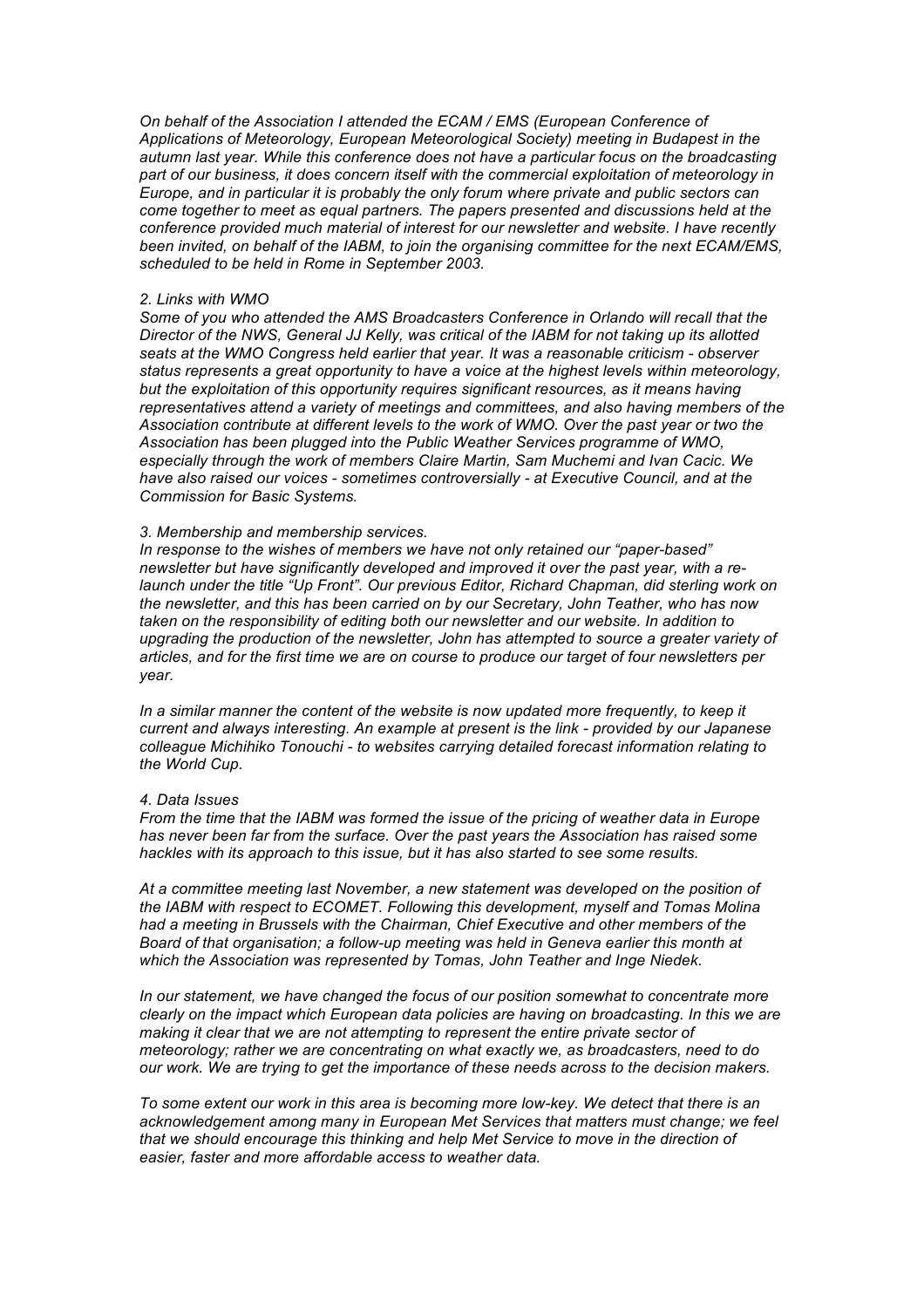*On behalf of the Association I attended the ECAM / EMS (European Conference of Applications of Meteorology, European Meteorological Society) meeting in Budapest in the autumn last year. While this conference does not have a particular focus on the broadcasting part of our business, it does concern itself with the commercial exploitation of meteorology in Europe, and in particular it is probably the only forum where private and public sectors can come together to meet as equal partners. The papers presented and discussions held at the conference provided much material of interest for our newsletter and website. I have recently been invited, on behalf of the IABM, to join the organising committee for the next ECAM/EMS, scheduled to be held in Rome in September 2003.*

### *2. Links with WMO*

*Some of you who attended the AMS Broadcasters Conference in Orlando will recall that the Director of the NWS, General JJ Kelly, was critical of the IABM for not taking up its allotted seats at the WMO Congress held earlier that year. It was a reasonable criticism - observer status represents a great opportunity to have a voice at the highest levels within meteorology, but the exploitation of this opportunity requires significant resources, as it means having representatives attend a variety of meetings and committees, and also having members of the Association contribute at different levels to the work of WMO. Over the past year or two the Association has been plugged into the Public Weather Services programme of WMO, especially through the work of members Claire Martin, Sam Muchemi and Ivan Cacic. We have also raised our voices - sometimes controversially - at Executive Council, and at the Commission for Basic Systems.*

### *3. Membership and membership services.*

*In response to the wishes of members we have not only retained our "paper-based" newsletter but have significantly developed and improved it over the past year, with a re-launch under the title "Up Front". Our previous Editor, Richard Chapman, did sterling work on the newsletter, and this has been carried on by our Secretary, John Teather, who has now taken on the responsibility of editing both our newsletter and our website. In addition to upgrading the production of the newsletter, John has attempted to source a greater variety of articles, and for the first time we are on course to produce our target of four newsletters per year.*

*In a similar manner the content of the website is now updated more frequently, to keep it current and always interesting. An example at present is the link - provided by our Japanese colleague Michihiko Tonouchi - to websites carrying detailed forecast information relating to the World Cup.*

### *4. Data Issues*

*From the time that the IABM was formed the issue of the pricing of weather data in Europe has never been far from the surface. Over the past years the Association has raised some hackles with its approach to this issue, but it has also started to see some results.*

*At a committee meeting last November, a new statement was developed on the position of the IABM with respect to ECOMET. Following this development, myself and Tomas Molina had a meeting in Brussels with the Chairman, Chief Executive and other members of the Board of that organisation; a follow-up meeting was held in Geneva earlier this month at which the Association was represented by Tomas, John Teather and Inge Niedek.*

*In our statement, we have changed the focus of our position somewhat to concentrate more clearly on the impact which European data policies are having on broadcasting. In this we are making it clear that we are not attempting to represent the entire private sector of meteorology; rather we are concentrating on what exactly we, as broadcasters, need to do our work. We are trying to get the importance of these needs across to the decision makers.*

*To some extent our work in this area is becoming more low-key. We detect that there is an acknowledgement among many in European Met Services that matters must change; we feel that we should encourage this thinking and help Met Service to move in the direction of easier, faster and more affordable access to weather data.*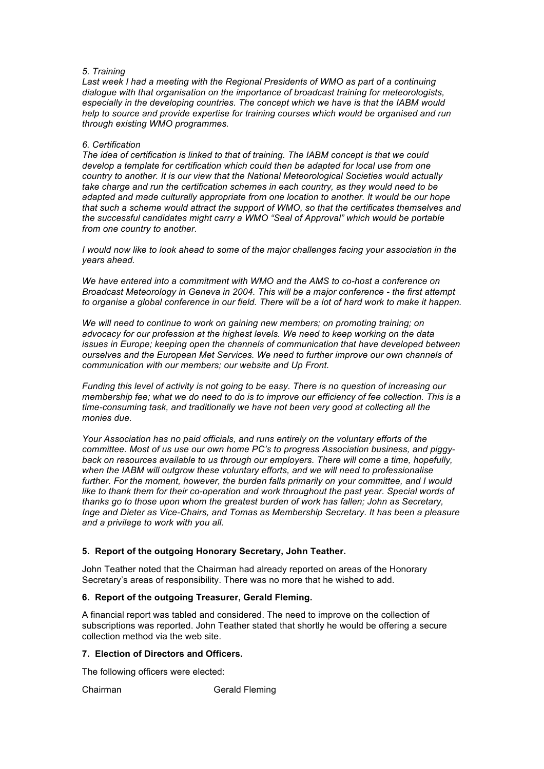*5. Training*

*Last week I had a meeting with the Regional Presidents of WMO as part of a continuing dialogue with that organisation on the importance of broadcast training for meteorologists, especially in the developing countries. The concept which we have is that the IABM would help to source and provide expertise for training courses which would be organised and run through existing WMO programmes.*

*6. Certification*

*The idea of certification is linked to that of training. The IABM concept is that we could develop a template for certification which could then be adapted for local use from one country to another. It is our view that the National Meteorological Societies would actually take charge and run the certification schemes in each country, as they would need to be adapted and made culturally appropriate from one location to another. It would be our hope that such a scheme would attract the support of WMO, so that the certificates themselves and the successful candidates might carry a WMO "Seal of Approval" which would be portable from one country to another.*

*I would now like to look ahead to some of the major challenges facing your association in the years ahead.*

*We have entered into a commitment with WMO and the AMS to co-host a conference on Broadcast Meteorology in Geneva in 2004. This will be a major conference - the first attempt to organise a global conference in our field. There will be a lot of hard work to make it happen.*

*We will need to continue to work on gaining new members; on promoting training; on advocacy for our profession at the highest levels. We need to keep working on the data issues in Europe; keeping open the channels of communication that have developed between ourselves and the European Met Services. We need to further improve our own channels of communication with our members; our website and Up Front.*

*Funding this level of activity is not going to be easy. There is no question of increasing our membership fee; what we do need to do is to improve our efficiency of fee collection. This is a time-consuming task, and traditionally we have not been very good at collecting all the monies due.*

*Your Association has no paid officials, and runs entirely on the voluntary efforts of the committee. Most of us use our own home PC's to progress Association business, and piggy-back on resources available to us through our employers. There will come a time, hopefully, when the IABM will outgrow these voluntary efforts, and we will need to professionalise further. For the moment, however, the burden falls primarily on your committee, and I would like to thank them for their co-operation and work throughout the past year. Special words of thanks go to those upon whom the greatest burden of work has fallen; John as Secretary, Inge and Dieter as Vice-Chairs, and Tomas as Membership Secretary. It has been a pleasure and a privilege to work with you all.*

**5. Report of the outgoing Honorary Secretary, John Teather.**

John Teather noted that the Chairman had already reported on areas of the Honorary Secretary's areas of responsibility. There was no more that he wished to add.

**6. Report of the outgoing Treasurer, Gerald Fleming.**

A financial report was tabled and considered. The need to improve on the collection of subscriptions was reported. John Teather stated that shortly he would be offering a secure collection method via the web site.

**7. Election of Directors and Officers.**

The following officers were elected:

Chairman Gerald Fleming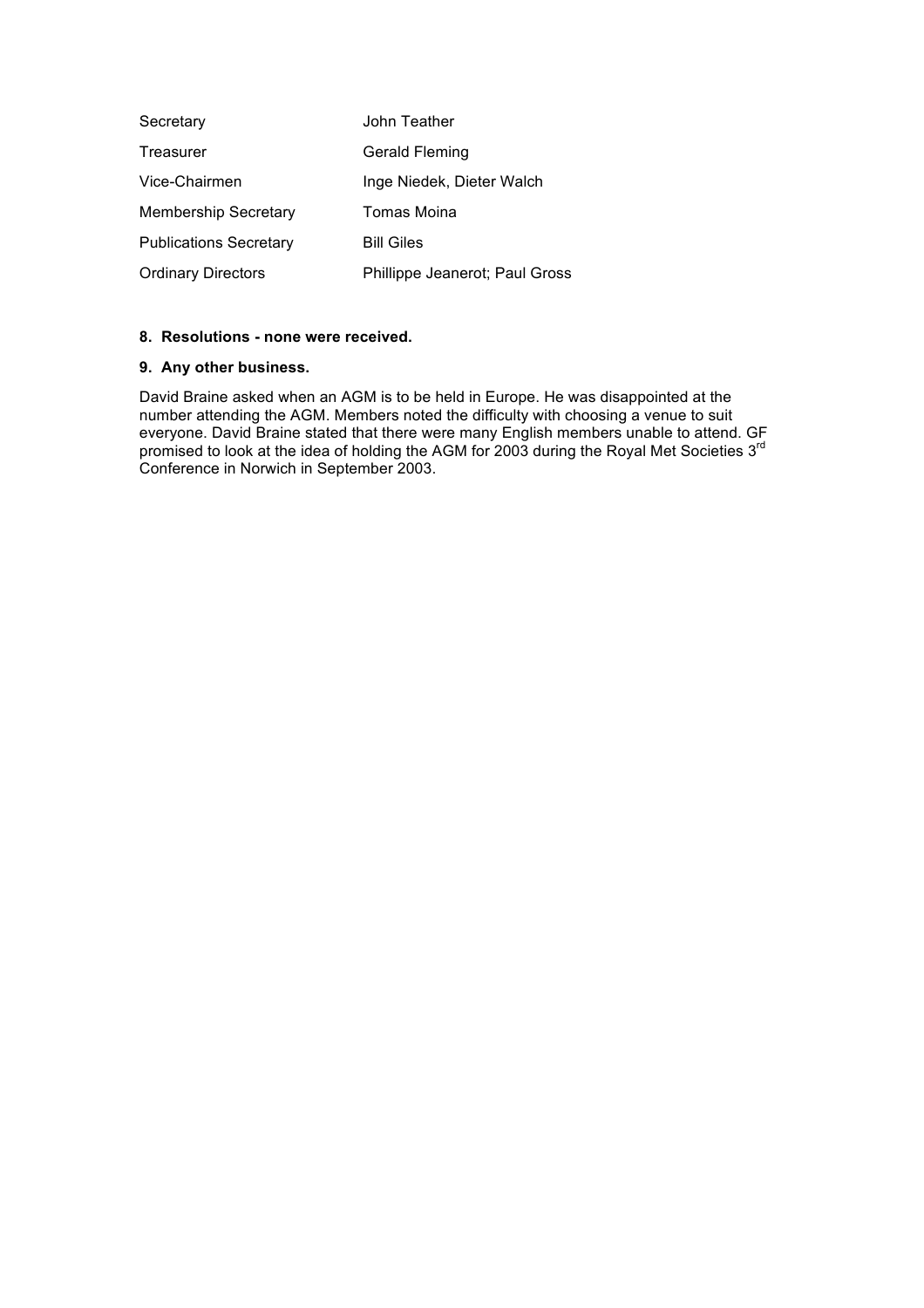| | |
|---|---|
| Secretary | John Teather |
| Treasurer | Gerald Fleming |
| Vice-Chairmen | Inge Niedek, Dieter Walch |
| Membership Secretary | Tomas Moina |
| Publications Secretary | Bill Giles |
| Ordinary Directors | Phillippe Jeanerot; Paul Gross |

**8. Resolutions - none were received.**

**9. Any other business.**

David Braine asked when an AGM is to be held in Europe. He was disappointed at the number attending the AGM. Members noted the difficulty with choosing a venue to suit everyone. David Braine stated that there were many English members unable to attend. GF promised to look at the idea of holding the AGM for 2003 during the Royal Met Societies 3rd Conference in Norwich in September 2003.